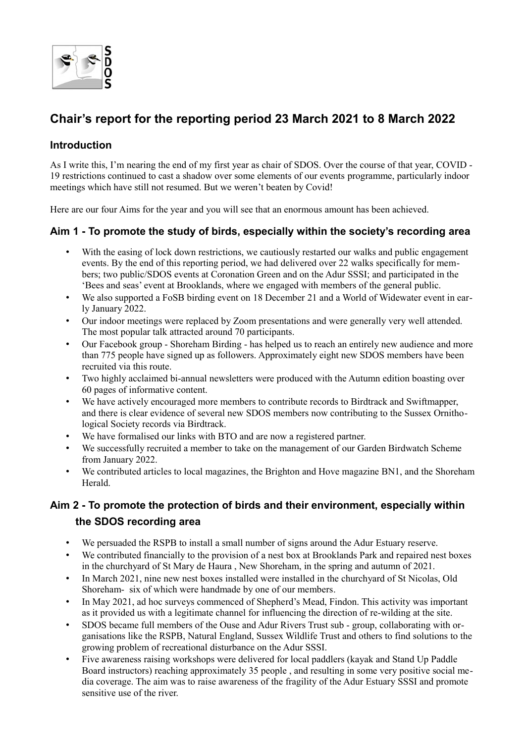# Chair's report for the reporting period 23 March 2021 to 8 March 2022

## Introduction

As I write this, I'm nearing the end of my first year as chair of SDOS. Over the course of that year, COVID - 19 restrictions continued to cast a shadow over some elements of our events programme, particularly indoor meetings which have still not resumed. But we weren't beaten by Covid!

Here are our four Aims for the year and you will see that an enormous amount has been achieved.

## Aim 1 - To promote the study of birds, especially within the society's recording area

- With the easing of lock down restrictions, we cautiously restarted our walks and public engagement events. By the end of this reporting period, we had delivered over 22 walks specifically for members; two public/SDOS events at Coronation Green and on the Adur SSSI; and participated in the 'Bees and seas' event at Brooklands, where we engaged with members of the general public.
- We also supported a FoSB birding event on 18 December 21 and a World of Widewater event in early January 2022.
- Our indoor meetings were replaced by Zoom presentations and were generally very well attended. The most popular talk attracted around 70 participants.
- Our Facebook group - Shoreham Birding - has helped us to reach an entirely new audience and more than 775 people have signed up as followers. Approximately eight new SDOS members have been recruited via this route.
- Two highly acclaimed bi-annual newsletters were produced with the Autumn edition boasting over 60 pages of informative content.
- We have actively encouraged more members to contribute records to Birdtrack and Swiftmapper, and there is clear evidence of several new SDOS members now contributing to the Sussex Ornithological Society records via Birdtrack.
- We have formalised our links with BTO and are now a registered partner.
- We successfully recruited a member to take on the management of our Garden Birdwatch Scheme from January 2022.
- We contributed articles to local magazines, the Brighton and Hove magazine BN1, and the Shoreham Herald.

## Aim 2 - To promote the protection of birds and their environment, especially within the SDOS recording area

- We persuaded the RSPB to install a small number of signs around the Adur Estuary reserve.
- We contributed financially to the provision of a nest box at Brooklands Park and repaired nest boxes in the churchyard of St Mary de Haura , New Shoreham, in the spring and autumn of 2021.
- In March 2021, nine new nest boxes installed were installed in the churchyard of St Nicolas, Old Shoreham- six of which were handmade by one of our members.
- In May 2021, ad hoc surveys commenced of Shepherd's Mead, Findon. This activity was important as it provided us with a legitimate channel for influencing the direction of re-wilding at the site.
- SDOS became full members of the Ouse and Adur Rivers Trust sub - group, collaborating with organisations like the RSPB, Natural England, Sussex Wildlife Trust and others to find solutions to the growing problem of recreational disturbance on the Adur SSSI.
- Five awareness raising workshops were delivered for local paddlers (kayak and Stand Up Paddle Board instructors) reaching approximately 35 people , and resulting in some very positive social media coverage. The aim was to raise awareness of the fragility of the Adur Estuary SSSI and promote sensitive use of the river.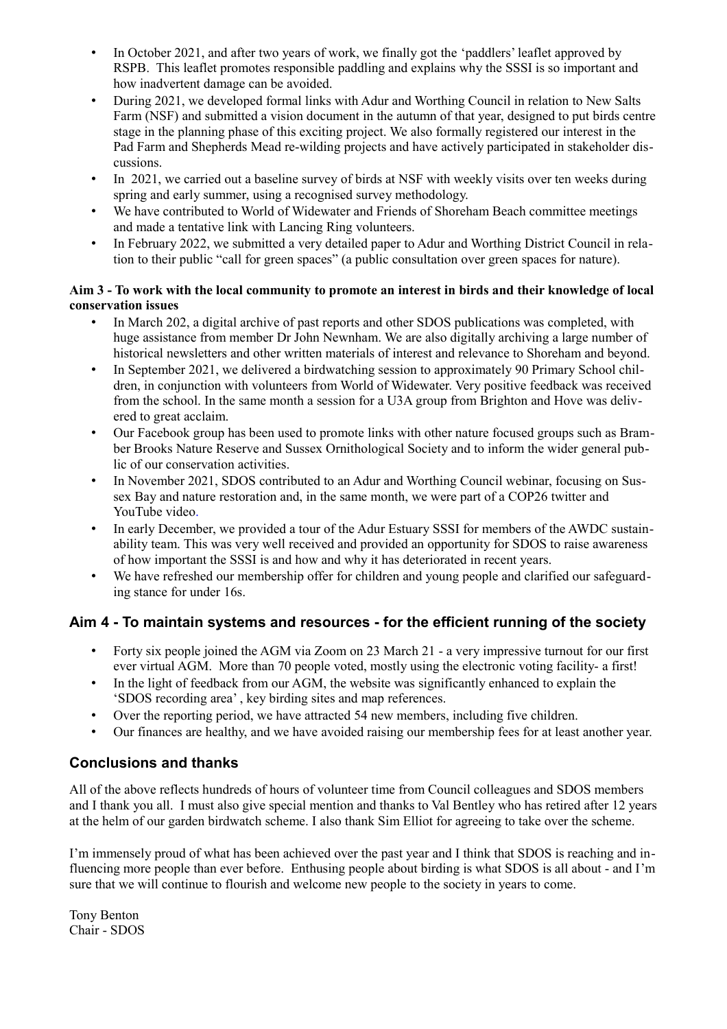- In October 2021, and after two years of work, we finally got the 'paddlers' leaflet approved by RSPB. This leaflet promotes responsible paddling and explains why the SSSI is so important and how inadvertent damage can be avoided.
- During 2021, we developed formal links with Adur and Worthing Council in relation to New Salts Farm (NSF) and submitted a vision document in the autumn of that year, designed to put birds centre stage in the planning phase of this exciting project. We also formally registered our interest in the Pad Farm and Shepherds Mead re-wilding projects and have actively participated in stakeholder discussions.
- In 2021, we carried out a baseline survey of birds at NSF with weekly visits over ten weeks during spring and early summer, using a recognised survey methodology.
- We have contributed to World of Widewater and Friends of Shoreham Beach committee meetings and made a tentative link with Lancing Ring volunteers.
- In February 2022, we submitted a very detailed paper to Adur and Worthing District Council in relation to their public "call for green spaces" (a public consultation over green spaces for nature).

**Aim 3 - To work with the local community to promote an interest in birds and their knowledge of local conservation issues**

- In March 202, a digital archive of past reports and other SDOS publications was completed, with huge assistance from member Dr John Newnham. We are also digitally archiving a large number of historical newsletters and other written materials of interest and relevance to Shoreham and beyond.
- In September 2021, we delivered a birdwatching session to approximately 90 Primary School children, in conjunction with volunteers from World of Widewater. Very positive feedback was received from the school. In the same month a session for a U3A group from Brighton and Hove was delivered to great acclaim.
- Our Facebook group has been used to promote links with other nature focused groups such as Bramber Brooks Nature Reserve and Sussex Ornithological Society and to inform the wider general public of our conservation activities.
- In November 2021, SDOS contributed to an Adur and Worthing Council webinar, focusing on Sussex Bay and nature restoration and, in the same month, we were part of a COP26 twitter and YouTube video.
- In early December, we provided a tour of the Adur Estuary SSSI for members of the AWDC sustainability team. This was very well received and provided an opportunity for SDOS to raise awareness of how important the SSSI is and how and why it has deteriorated in recent years.
- We have refreshed our membership offer for children and young people and clarified our safeguarding stance for under 16s.

## Aim 4 - To maintain systems and resources - for the efficient running of the society

- Forty six people joined the AGM via Zoom on 23 March 21 - a very impressive turnout for our first ever virtual AGM. More than 70 people voted, mostly using the electronic voting facility- a first!
- In the light of feedback from our AGM, the website was significantly enhanced to explain the 'SDOS recording area' , key birding sites and map references.
- Over the reporting period, we have attracted 54 new members, including five children.
- Our finances are healthy, and we have avoided raising our membership fees for at least another year.

## Conclusions and thanks

All of the above reflects hundreds of hours of volunteer time from Council colleagues and SDOS members and I thank you all. I must also give special mention and thanks to Val Bentley who has retired after 12 years at the helm of our garden birdwatch scheme. I also thank Sim Elliot for agreeing to take over the scheme.

I'm immensely proud of what has been achieved over the past year and I think that SDOS is reaching and influencing more people than ever before. Enthusing people about birding is what SDOS is all about - and I'm sure that we will continue to flourish and welcome new people to the society in years to come.

Tony Benton
Chair - SDOS